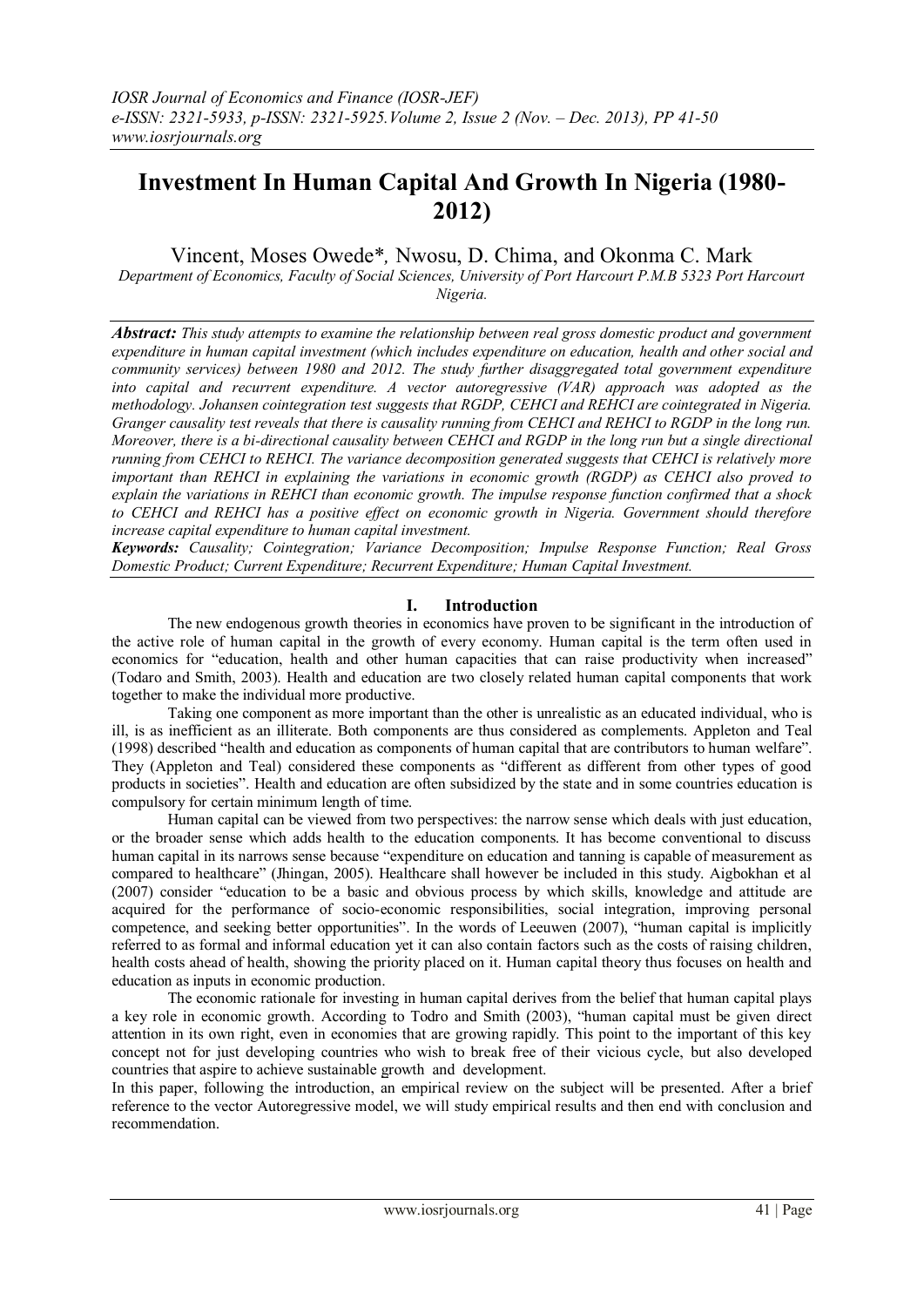# Investment In Human Capital And Growth In Nigeria (1980-2012)

Vincent, Moses Owede*, Nwosu, D. Chima, and Okonma C. Mark

*Department of Economics, Faculty of Social Sciences, University of Port Harcourt P.M.B 5323 Port Harcourt Nigeria.*

***Abstract:*** *This study attempts to examine the relationship between real gross domestic product and government expenditure in human capital investment (which includes expenditure on education, health and other social and community services) between 1980 and 2012. The study further disaggregated total government expenditure into capital and recurrent expenditure. A vector autoregressive (VAR) approach was adopted as the methodology. Johansen cointegration test suggests that RGDP, CEHCI and REHCI are cointegrated in Nigeria. Granger causality test reveals that there is causality running from CEHCI and REHCI to RGDP in the long run. Moreover, there is a bi-directional causality between CEHCI and RGDP in the long run but a single directional running from CEHCI to REHCI. The variance decomposition generated suggests that CEHCI is relatively more important than REHCI in explaining the variations in economic growth (RGDP) as CEHCI also proved to explain the variations in REHCI than economic growth. The impulse response function confirmed that a shock to CEHCI and REHCI has a positive effect on economic growth in Nigeria. Government should therefore increase capital expenditure to human capital investment.*

***Keywords:*** *Causality; Cointegration; Variance Decomposition; Impulse Response Function; Real Gross Domestic Product; Current Expenditure; Recurrent Expenditure; Human Capital Investment.*

## I. Introduction

The new endogenous growth theories in economics have proven to be significant in the introduction of the active role of human capital in the growth of every economy. Human capital is the term often used in economics for "education, health and other human capacities that can raise productivity when increased" (Todaro and Smith, 2003). Health and education are two closely related human capital components that work together to make the individual more productive.

Taking one component as more important than the other is unrealistic as an educated individual, who is ill, is as inefficient as an illiterate. Both components are thus considered as complements. Appleton and Teal (1998) described "health and education as components of human capital that are contributors to human welfare". They (Appleton and Teal) considered these components as "different as different from other types of good products in societies". Health and education are often subsidized by the state and in some countries education is compulsory for certain minimum length of time.

Human capital can be viewed from two perspectives: the narrow sense which deals with just education, or the broader sense which adds health to the education components. It has become conventional to discuss human capital in its narrows sense because "expenditure on education and tanning is capable of measurement as compared to healthcare" (Jhingan, 2005). Healthcare shall however be included in this study. Aigbokhan et al (2007) consider "education to be a basic and obvious process by which skills, knowledge and attitude are acquired for the performance of socio-economic responsibilities, social integration, improving personal competence, and seeking better opportunities". In the words of Leeuwen (2007), "human capital is implicitly referred to as formal and informal education yet it can also contain factors such as the costs of raising children, health costs ahead of health, showing the priority placed on it. Human capital theory thus focuses on health and education as inputs in economic production.

The economic rationale for investing in human capital derives from the belief that human capital plays a key role in economic growth. According to Todro and Smith (2003), "human capital must be given direct attention in its own right, even in economies that are growing rapidly. This point to the important of this key concept not for just developing countries who wish to break free of their vicious cycle, but also developed countries that aspire to achieve sustainable growth and development.

In this paper, following the introduction, an empirical review on the subject will be presented. After a brief reference to the vector Autoregressive model, we will study empirical results and then end with conclusion and recommendation.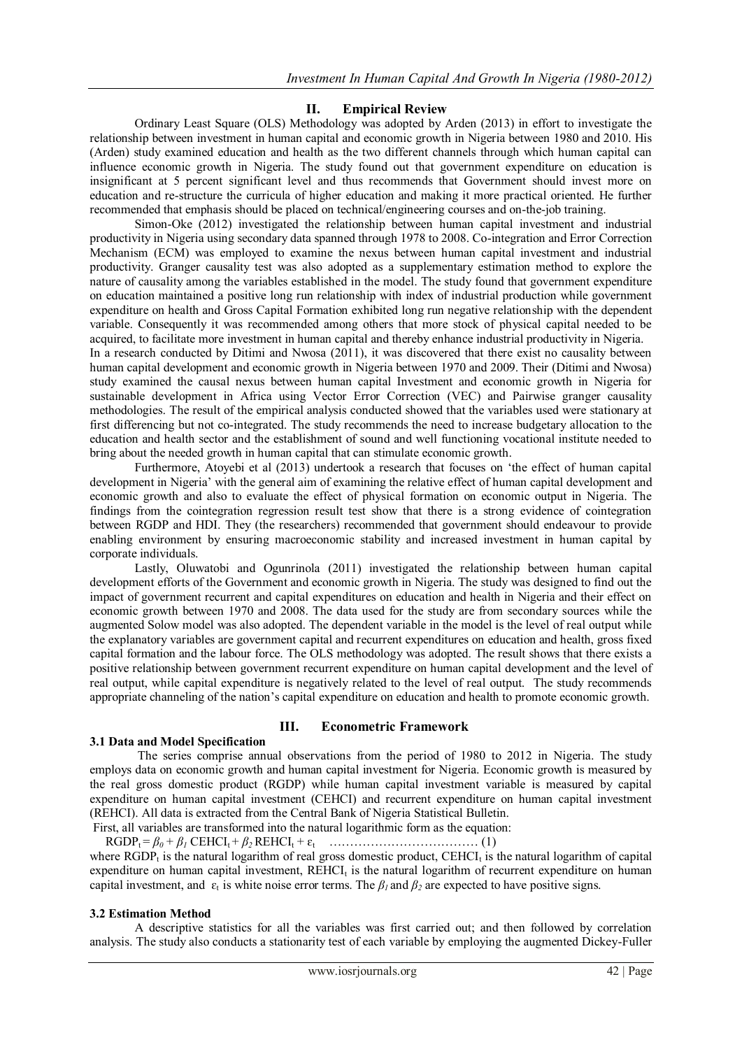## II. Empirical Review

Ordinary Least Square (OLS) Methodology was adopted by Arden (2013) in effort to investigate the relationship between investment in human capital and economic growth in Nigeria between 1980 and 2010. His (Arden) study examined education and health as the two different channels through which human capital can influence economic growth in Nigeria. The study found out that government expenditure on education is insignificant at 5 percent significant level and thus recommends that Government should invest more on education and re-structure the curricula of higher education and making it more practical oriented. He further recommended that emphasis should be placed on technical/engineering courses and on-the-job training.

Simon-Oke (2012) investigated the relationship between human capital investment and industrial productivity in Nigeria using secondary data spanned through 1978 to 2008. Co-integration and Error Correction Mechanism (ECM) was employed to examine the nexus between human capital investment and industrial productivity. Granger causality test was also adopted as a supplementary estimation method to explore the nature of causality among the variables established in the model. The study found that government expenditure on education maintained a positive long run relationship with index of industrial production while government expenditure on health and Gross Capital Formation exhibited long run negative relationship with the dependent variable. Consequently it was recommended among others that more stock of physical capital needed to be acquired, to facilitate more investment in human capital and thereby enhance industrial productivity in Nigeria.

In a research conducted by Ditimi and Nwosa (2011), it was discovered that there exist no causality between human capital development and economic growth in Nigeria between 1970 and 2009. Their (Ditimi and Nwosa) study examined the causal nexus between human capital Investment and economic growth in Nigeria for sustainable development in Africa using Vector Error Correction (VEC) and Pairwise granger causality methodologies. The result of the empirical analysis conducted showed that the variables used were stationary at first differencing but not co-integrated. The study recommends the need to increase budgetary allocation to the education and health sector and the establishment of sound and well functioning vocational institute needed to bring about the needed growth in human capital that can stimulate economic growth.

Furthermore, Atoyebi et al (2013) undertook a research that focuses on 'the effect of human capital development in Nigeria' with the general aim of examining the relative effect of human capital development and economic growth and also to evaluate the effect of physical formation on economic output in Nigeria. The findings from the cointegration regression result test show that there is a strong evidence of cointegration between RGDP and HDI. They (the researchers) recommended that government should endeavour to provide enabling environment by ensuring macroeconomic stability and increased investment in human capital by corporate individuals.

Lastly, Oluwatobi and Ogunrinola (2011) investigated the relationship between human capital development efforts of the Government and economic growth in Nigeria. The study was designed to find out the impact of government recurrent and capital expenditures on education and health in Nigeria and their effect on economic growth between 1970 and 2008. The data used for the study are from secondary sources while the augmented Solow model was also adopted. The dependent variable in the model is the level of real output while the explanatory variables are government capital and recurrent expenditures on education and health, gross fixed capital formation and the labour force. The OLS methodology was adopted. The result shows that there exists a positive relationship between government recurrent expenditure on human capital development and the level of real output, while capital expenditure is negatively related to the level of real output. The study recommends appropriate channeling of the nation's capital expenditure on education and health to promote economic growth.

## III. Econometric Framework

### 3.1 Data and Model Specification

The series comprise annual observations from the period of 1980 to 2012 in Nigeria. The study employs data on economic growth and human capital investment for Nigeria. Economic growth is measured by the real gross domestic product (RGDP) while human capital investment variable is measured by capital expenditure on human capital investment (CEHCI) and recurrent expenditure on human capital investment (REHCI). All data is extracted from the Central Bank of Nigeria Statistical Bulletin.

First, all variables are transformed into the natural logarithmic form as the equation:

$$RGDP_t = \beta_0 + \beta_1 \, CEHCI_t + \beta_2 \, REHCI_t + \varepsilon_t \quad \ldots\ldots\ldots\ldots\ldots\ldots\ldots\ldots\ldots\ldots \text{(1)}$$

where $RGDP_t$ is the natural logarithm of real gross domestic product, $CEHCI_t$ is the natural logarithm of capital expenditure on human capital investment, $REHCI_t$ is the natural logarithm of recurrent expenditure on human capital investment, and $\varepsilon_t$ is white noise error terms. The $\beta_1$ and $\beta_2$ are expected to have positive signs.

### 3.2 Estimation Method

A descriptive statistics for all the variables was first carried out; and then followed by correlation analysis. The study also conducts a stationarity test of each variable by employing the augmented Dickey-Fuller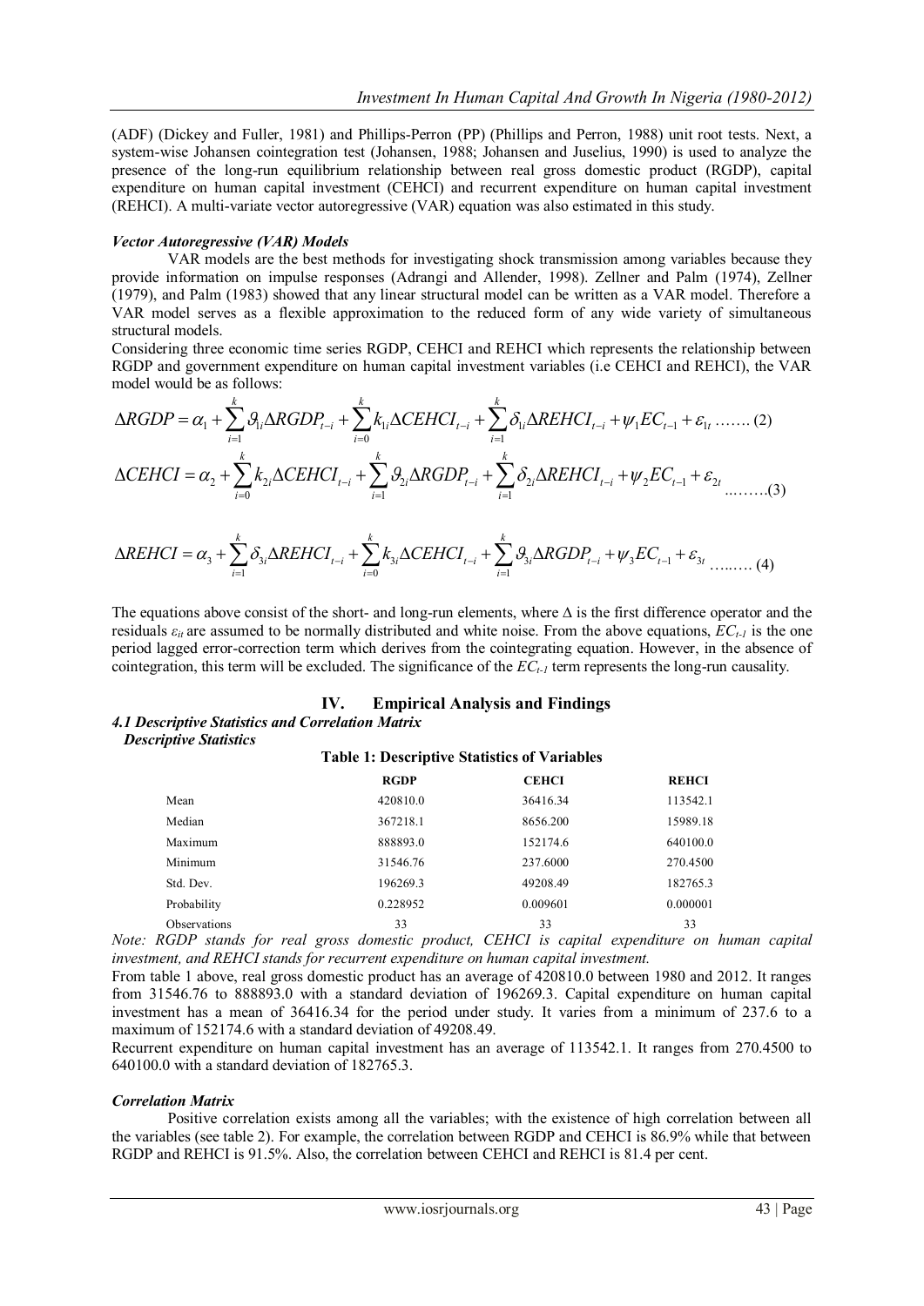(ADF) (Dickey and Fuller, 1981) and Phillips-Perron (PP) (Phillips and Perron, 1988) unit root tests. Next, a system-wise Johansen cointegration test (Johansen, 1988; Johansen and Juselius, 1990) is used to analyze the presence of the long-run equilibrium relationship between real gross domestic product (RGDP), capital expenditure on human capital investment (CEHCI) and recurrent expenditure on human capital investment (REHCI). A multi-variate vector autoregressive (VAR) equation was also estimated in this study.

***Vector Autoregressive (VAR) Models***

VAR models are the best methods for investigating shock transmission among variables because they provide information on impulse responses (Adrangi and Allender, 1998). Zellner and Palm (1974), Zellner (1979), and Palm (1983) showed that any linear structural model can be written as a VAR model. Therefore a VAR model serves as a flexible approximation to the reduced form of any wide variety of simultaneous structural models.

Considering three economic time series RGDP, CEHCI and REHCI which represents the relationship between RGDP and government expenditure on human capital investment variables (i.e CEHCI and REHCI), the VAR model would be as follows:

$$\Delta RGDP = \alpha_1 + \sum_{i=1}^{k} \vartheta_{1i} \Delta RGDP_{t-i} + \sum_{i=0}^{k} k_{1i} \Delta CEHCI_{t-i} + \sum_{i=1}^{k} \delta_{1i} \Delta REHCI_{t-i} + \psi_1 EC_{t-1} + \varepsilon_{1t} \quad \ldots\ldots (2)$$

$$\Delta CEHCI = \alpha_2 + \sum_{i=0}^{k} k_{2i} \Delta CEHCI_{t-i} + \sum_{i=1}^{k} \vartheta_{2i} \Delta RGDP_{t-i} + \sum_{i=1}^{k} \delta_{2i} \Delta REHCI_{t-i} + \psi_2 EC_{t-1} + \varepsilon_{2t} \quad \ldots\ldots (3)$$

$$\Delta REHCI = \alpha_3 + \sum_{i=1}^{k} \delta_{3i} \Delta REHCI_{t-i} + \sum_{i=0}^{k} k_{3i} \Delta CEHCI_{t-i} + \sum_{i=1}^{k} \vartheta_{3i} \Delta RGDP_{t-i} + \psi_3 EC_{t-1} + \varepsilon_{3t} \quad \ldots\ldots (4)$$

The equations above consist of the short- and long-run elements, where $\Delta$ is the first difference operator and the residuals $\varepsilon_{it}$ are assumed to be normally distributed and white noise. From the above equations, $EC_{t-1}$ is the one period lagged error-correction term which derives from the cointegrating equation. However, in the absence of cointegration, this term will be excluded. The significance of the $EC_{t-1}$ term represents the long-run causality.

## IV. Empirical Analysis and Findings

### *4.1 Descriptive Statistics and Correlation Matrix*

***Descriptive Statistics***

**Table 1: Descriptive Statistics of Variables**

| | RGDP | CEHCI | REHCI |
|---|---|---|---|
| Mean | 420810.0 | 36416.34 | 113542.1 |
| Median | 367218.1 | 8656.200 | 15989.18 |
| Maximum | 888893.0 | 152174.6 | 640100.0 |
| Minimum | 31546.76 | 237.6000 | 270.4500 |
| Std. Dev. | 196269.3 | 49208.49 | 182765.3 |
| Probability | 0.228952 | 0.009601 | 0.000001 |
| Observations | 33 | 33 | 33 |

*Note: RGDP stands for real gross domestic product, CEHCI is capital expenditure on human capital investment, and REHCI stands for recurrent expenditure on human capital investment.*

From table 1 above, real gross domestic product has an average of 420810.0 between 1980 and 2012. It ranges from 31546.76 to 888893.0 with a standard deviation of 196269.3. Capital expenditure on human capital investment has a mean of 36416.34 for the period under study. It varies from a minimum of 237.6 to a maximum of 152174.6 with a standard deviation of 49208.49.

Recurrent expenditure on human capital investment has an average of 113542.1. It ranges from 270.4500 to 640100.0 with a standard deviation of 182765.3.

***Correlation Matrix***

Positive correlation exists among all the variables; with the existence of high correlation between all the variables (see table 2). For example, the correlation between RGDP and CEHCI is 86.9% while that between RGDP and REHCI is 91.5%. Also, the correlation between CEHCI and REHCI is 81.4 per cent.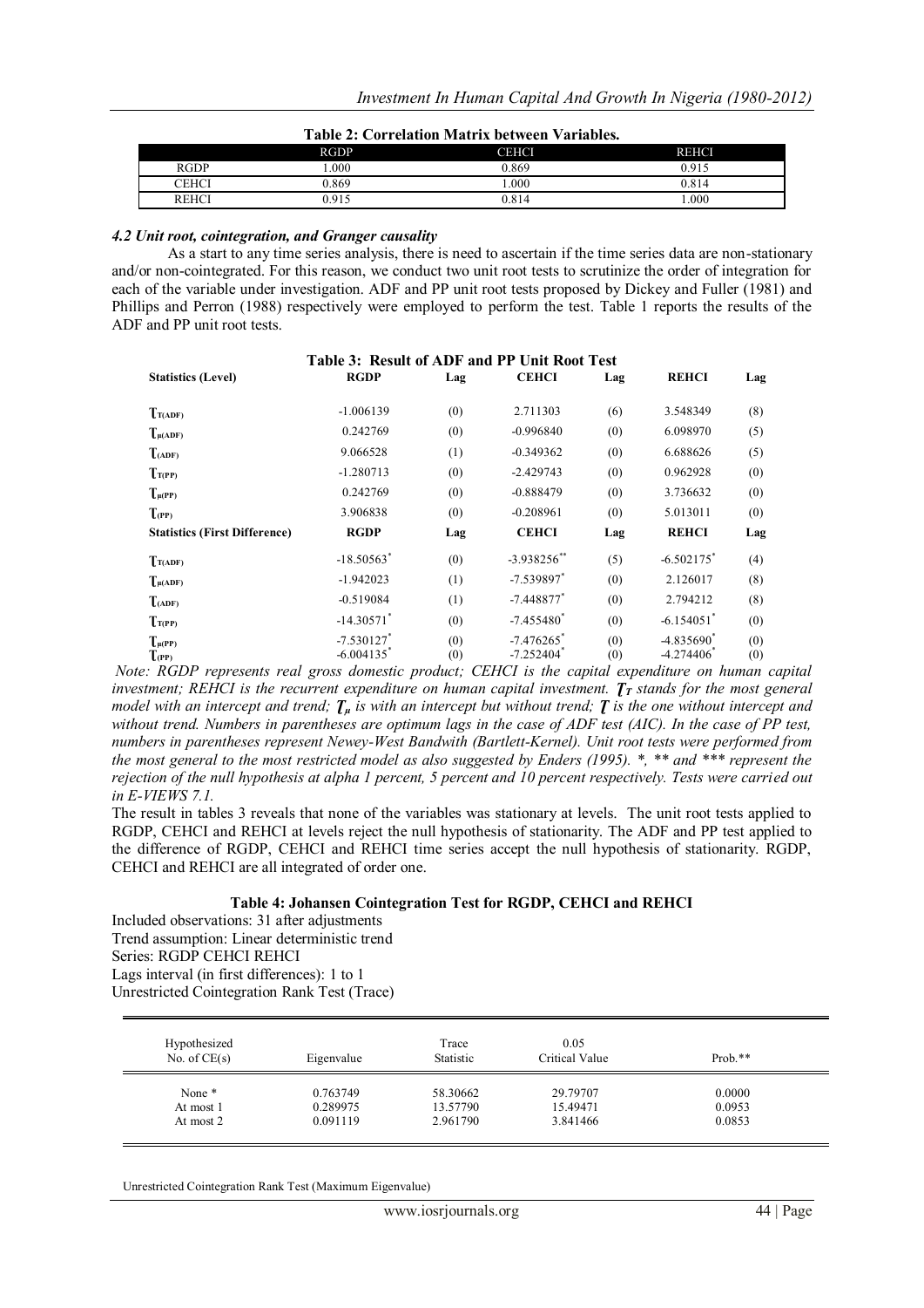**Table 2: Correlation Matrix between Variables.**

| | RGDP | CEHCI | REHCI |
|---|---|---|---|
| RGDP | 1.000 | 0.869 | 0.915 |
| CEHCI | 0.869 | 1.000 | 0.814 |
| REHCI | 0.915 | 0.814 | 1.000 |

#### *4.2 Unit root, cointegration, and Granger causality*

As a start to any time series analysis, there is need to ascertain if the time series data are non-stationary and/or non-cointegrated. For this reason, we conduct two unit root tests to scrutinize the order of integration for each of the variable under investigation. ADF and PP unit root tests proposed by Dickey and Fuller (1981) and Phillips and Perron (1988) respectively were employed to perform the test. Table 1 reports the results of the ADF and PP unit root tests.

**Table 3: Result of ADF and PP Unit Root Test**

| **Statistics (Level)** | **RGDP** | **Lag** | **CEHCI** | **Lag** | **REHCI** | **Lag** |
|---|---|---|---|---|---|---|
| $\tau_{T(ADF)}$ | -1.006139 | (0) | 2.711303 | (6) | 3.548349 | (8) |
| $\tau_{\mu(ADF)}$ | 0.242769 | (0) | -0.996840 | (0) | 6.098970 | (5) |
| $\tau_{(ADF)}$ | 9.066528 | (1) | -0.349362 | (0) | 6.688626 | (5) |
| $\tau_{T(PP)}$ | -1.280713 | (0) | -2.429743 | (0) | 0.962928 | (0) |
| $\tau_{\mu(PP)}$ | 0.242769 | (0) | -0.888479 | (0) | 3.736632 | (0) |
| $\tau_{(PP)}$ | 3.906838 | (0) | -0.208961 | (0) | 5.013011 | (0) |
| **Statistics (First Difference)** | **RGDP** | **Lag** | **CEHCI** | **Lag** | **REHCI** | **Lag** |
| $\tau_{T(ADF)}$ | -18.50563* | (0) | -3.938256** | (5) | -6.502175* | (4) |
| $\tau_{\mu(ADF)}$ | -1.942023 | (1) | -7.539897* | (0) | 2.126017 | (8) |
| $\tau_{(ADF)}$ | -0.519084 | (1) | -7.448877* | (0) | 2.794212 | (8) |
| $\tau_{T(PP)}$ | -14.30571* | (0) | -7.455480* | (0) | -6.154051* | (0) |
| $\tau_{\mu(PP)}$ | -7.530127* | (0) | -7.476265* | (0) | -4.835690* | (0) |
| $\tau_{(PP)}$ | -6.004135* | (0) | -7.252404* | (0) | -4.274406* | (0) |

*Note: RGDP represents real gross domestic product; CEHCI is the capital expenditure on human capital investment; REHCI is the recurrent expenditure on human capital investment. $\tau_T$ stands for the most general model with an intercept and trend; $\tau_\mu$ is with an intercept but without trend; $\tau$ is the one without intercept and without trend. Numbers in parentheses are optimum lags in the case of ADF test (AIC). In the case of PP test, numbers in parentheses represent Newey-West Bandwith (Bartlett-Kernel). Unit root tests were performed from the most general to the most restricted model as also suggested by Enders (1995). *, ** and *** represent the rejection of the null hypothesis at alpha 1 percent, 5 percent and 10 percent respectively. Tests were carried out in E-VIEWS 7.1.*

The result in tables 3 reveals that none of the variables was stationary at levels. The unit root tests applied to RGDP, CEHCI and REHCI at levels reject the null hypothesis of stationarity. The ADF and PP test applied to the difference of RGDP, CEHCI and REHCI time series accept the null hypothesis of stationarity. RGDP, CEHCI and REHCI are all integrated of order one.

**Table 4: Johansen Cointegration Test for RGDP, CEHCI and REHCI**

Included observations: 31 after adjustments
Trend assumption: Linear deterministic trend
Series: RGDP CEHCI REHCI
Lags interval (in first differences): 1 to 1
Unrestricted Cointegration Rank Test (Trace)

| Hypothesized No. of CE(s) | Eigenvalue | Trace Statistic | 0.05 Critical Value | Prob.** |
|---|---|---|---|---|
| None * | 0.763749 | 58.30662 | 29.79707 | 0.0000 |
| At most 1 | 0.289975 | 13.57790 | 15.49471 | 0.0953 |
| At most 2 | 0.091119 | 2.961790 | 3.841466 | 0.0853 |

Unrestricted Cointegration Rank Test (Maximum Eigenvalue)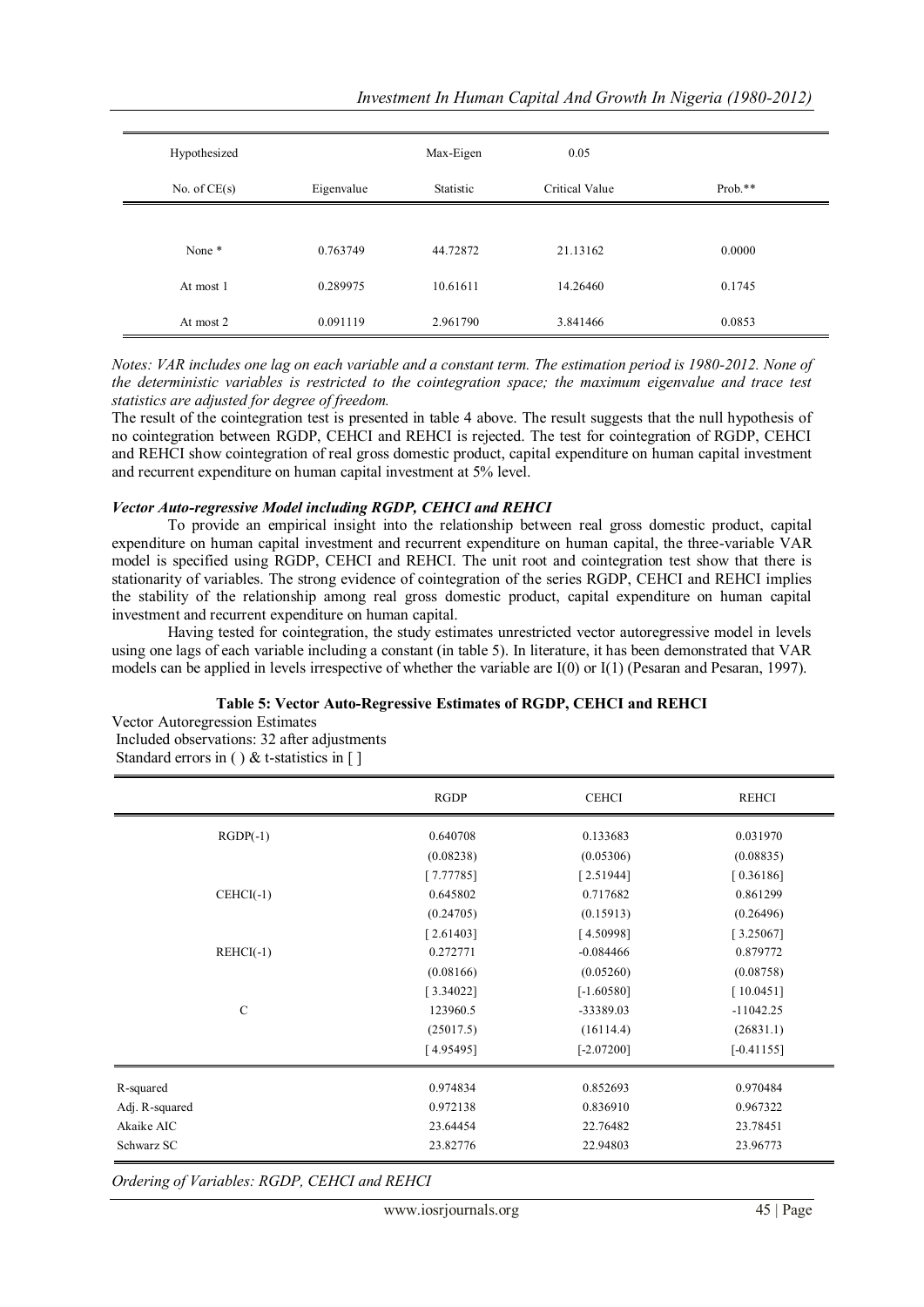| Hypothesized No. of CE(s) | Eigenvalue | Max-Eigen Statistic | 0.05 Critical Value | Prob.** |
|---|---|---|---|---|
| None * | 0.763749 | 44.72872 | 21.13162 | 0.0000 |
| At most 1 | 0.289975 | 10.61611 | 14.26460 | 0.1745 |
| At most 2 | 0.091119 | 2.961790 | 3.841466 | 0.0853 |

*Notes: VAR includes one lag on each variable and a constant term. The estimation period is 1980-2012. None of the deterministic variables is restricted to the cointegration space; the maximum eigenvalue and trace test statistics are adjusted for degree of freedom.*

The result of the cointegration test is presented in table 4 above. The result suggests that the null hypothesis of no cointegration between RGDP, CEHCI and REHCI is rejected. The test for cointegration of RGDP, CEHCI and REHCI show cointegration of real gross domestic product, capital expenditure on human capital investment and recurrent expenditure on human capital investment at 5% level.

### *Vector Auto-regressive Model including RGDP, CEHCI and REHCI*

To provide an empirical insight into the relationship between real gross domestic product, capital expenditure on human capital investment and recurrent expenditure on human capital, the three-variable VAR model is specified using RGDP, CEHCI and REHCI. The unit root and cointegration test show that there is stationarity of variables. The strong evidence of cointegration of the series RGDP, CEHCI and REHCI implies the stability of the relationship among real gross domestic product, capital expenditure on human capital investment and recurrent expenditure on human capital.

Having tested for cointegration, the study estimates unrestricted vector autoregressive model in levels using one lags of each variable including a constant (in table 5). In literature, it has been demonstrated that VAR models can be applied in levels irrespective of whether the variable are I(0) or I(1) (Pesaran and Pesaran, 1997).

**Table 5: Vector Auto-Regressive Estimates of RGDP, CEHCI and REHCI**

Vector Autoregression Estimates
Included observations: 32 after adjustments
Standard errors in ( ) & t-statistics in [ ]

| | RGDP | CEHCI | REHCI |
|---|---|---|---|
| RGDP(-1) | 0.640708 | 0.133683 | 0.031970 |
| | (0.08238) | (0.05306) | (0.08835) |
| | [ 7.77785] | [ 2.51944] | [ 0.36186] |
| CEHCI(-1) | 0.645802 | 0.717682 | 0.861299 |
| | (0.24705) | (0.15913) | (0.26496) |
| | [ 2.61403] | [ 4.50998] | [ 3.25067] |
| REHCI(-1) | 0.272771 | -0.084466 | 0.879772 |
| | (0.08166) | (0.05260) | (0.08758) |
| | [ 3.34022] | [-1.60580] | [ 10.0451] |
| C | 123960.5 | -33389.03 | -11042.25 |
| | (25017.5) | (16114.4) | (26831.1) |
| | [ 4.95495] | [-2.07200] | [-0.41155] |
| R-squared | 0.974834 | 0.852693 | 0.970484 |
| Adj. R-squared | 0.972138 | 0.836910 | 0.967322 |
| Akaike AIC | 23.64454 | 22.76482 | 23.78451 |
| Schwarz SC | 23.82776 | 22.94803 | 23.96773 |

*Ordering of Variables: RGDP, CEHCI and REHCI*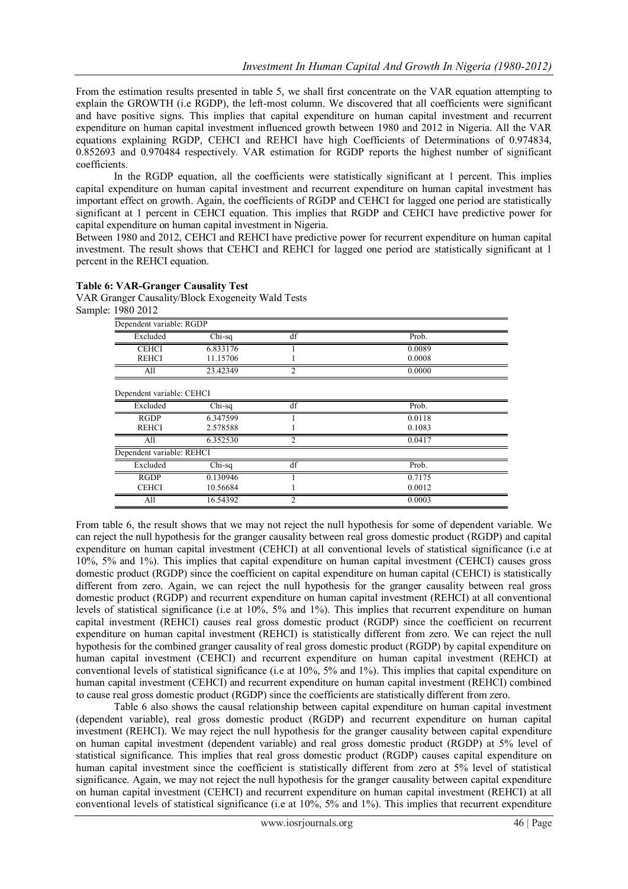From the estimation results presented in table 5, we shall first concentrate on the VAR equation attempting to explain the GROWTH (i.e RGDP), the left-most column. We discovered that all coefficients were significant and have positive signs. This implies that capital expenditure on human capital investment and recurrent expenditure on human capital investment influenced growth between 1980 and 2012 in Nigeria. All the VAR equations explaining RGDP, CEHCI and REHCI have high Coefficients of Determinations of 0.974834, 0.852693 and 0.970484 respectively. VAR estimation for RGDP reports the highest number of significant coefficients.

In the RGDP equation, all the coefficients were statistically significant at 1 percent. This implies capital expenditure on human capital investment and recurrent expenditure on human capital investment has important effect on growth. Again, the coefficients of RGDP and CEHCI for lagged one period are statistically significant at 1 percent in CEHCI equation. This implies that RGDP and CEHCI have predictive power for capital expenditure on human capital investment in Nigeria.

Between 1980 and 2012, CEHCI and REHCI have predictive power for recurrent expenditure on human capital investment. The result shows that CEHCI and REHCI for lagged one period are statistically significant at 1 percent in the REHCI equation.

**Table 6: VAR-Granger Causality Test**

VAR Granger Causality/Block Exogeneity Wald Tests

Sample: 1980 2012

| Dependent variable: RGDP | | | |
|---|---|---|---|
| Excluded | Chi-sq | df | Prob. |
| CEHCI | 6.833176 | 1 | 0.0089 |
| REHCI | 11.15706 | 1 | 0.0008 |
| All | 23.42349 | 2 | 0.0000 |

| Dependent variable: CEHCI | | | |
|---|---|---|---|
| Excluded | Chi-sq | df | Prob. |
| RGDP | 6.347599 | 1 | 0.0118 |
| REHCI | 2.578588 | 1 | 0.1083 |
| All | 6.352530 | 2 | 0.0417 |

| Dependent variable: REHCI | | | |
|---|---|---|---|
| Excluded | Chi-sq | df | Prob. |
| RGDP | 0.130946 | 1 | 0.7175 |
| CEHCI | 10.56684 | 1 | 0.0012 |
| All | 16.54392 | 2 | 0.0003 |

From table 6, the result shows that we may not reject the null hypothesis for some of dependent variable. We can reject the null hypothesis for the granger causality between real gross domestic product (RGDP) and capital expenditure on human capital investment (CEHCI) at all conventional levels of statistical significance (i.e at 10%, 5% and 1%). This implies that capital expenditure on human capital investment (CEHCI) causes gross domestic product (RGDP) since the coefficient on capital expenditure on human capital (CEHCI) is statistically different from zero. Again, we can reject the null hypothesis for the granger causality between real gross domestic product (RGDP) and recurrent expenditure on human capital investment (REHCI) at all conventional levels of statistical significance (i.e at 10%, 5% and 1%). This implies that recurrent expenditure on human capital investment (REHCI) causes real gross domestic product (RGDP) since the coefficient on recurrent expenditure on human capital investment (REHCI) is statistically different from zero. We can reject the null hypothesis for the combined granger causality of real gross domestic product (RGDP) by capital expenditure on human capital investment (CEHCI) and recurrent expenditure on human capital investment (REHCI) at conventional levels of statistical significance (i.e at 10%, 5% and 1%). This implies that capital expenditure on human capital investment (CEHCI) and recurrent expenditure on human capital investment (REHCI) combined to cause real gross domestic product (RGDP) since the coefficients are statistically different from zero.

Table 6 also shows the causal relationship between capital expenditure on human capital investment (dependent variable), real gross domestic product (RGDP) and recurrent expenditure on human capital investment (REHCI). We may reject the null hypothesis for the granger causality between capital expenditure on human capital investment (dependent variable) and real gross domestic product (RGDP) at 5% level of statistical significance. This implies that real gross domestic product (RGDP) causes capital expenditure on human capital investment since the coefficient is statistically different from zero at 5% level of statistical significance. Again, we may not reject the null hypothesis for the granger causality between capital expenditure on human capital investment (CEHCI) and recurrent expenditure on human capital investment (REHCI) at all conventional levels of statistical significance (i.e at 10%, 5% and 1%). This implies that recurrent expenditure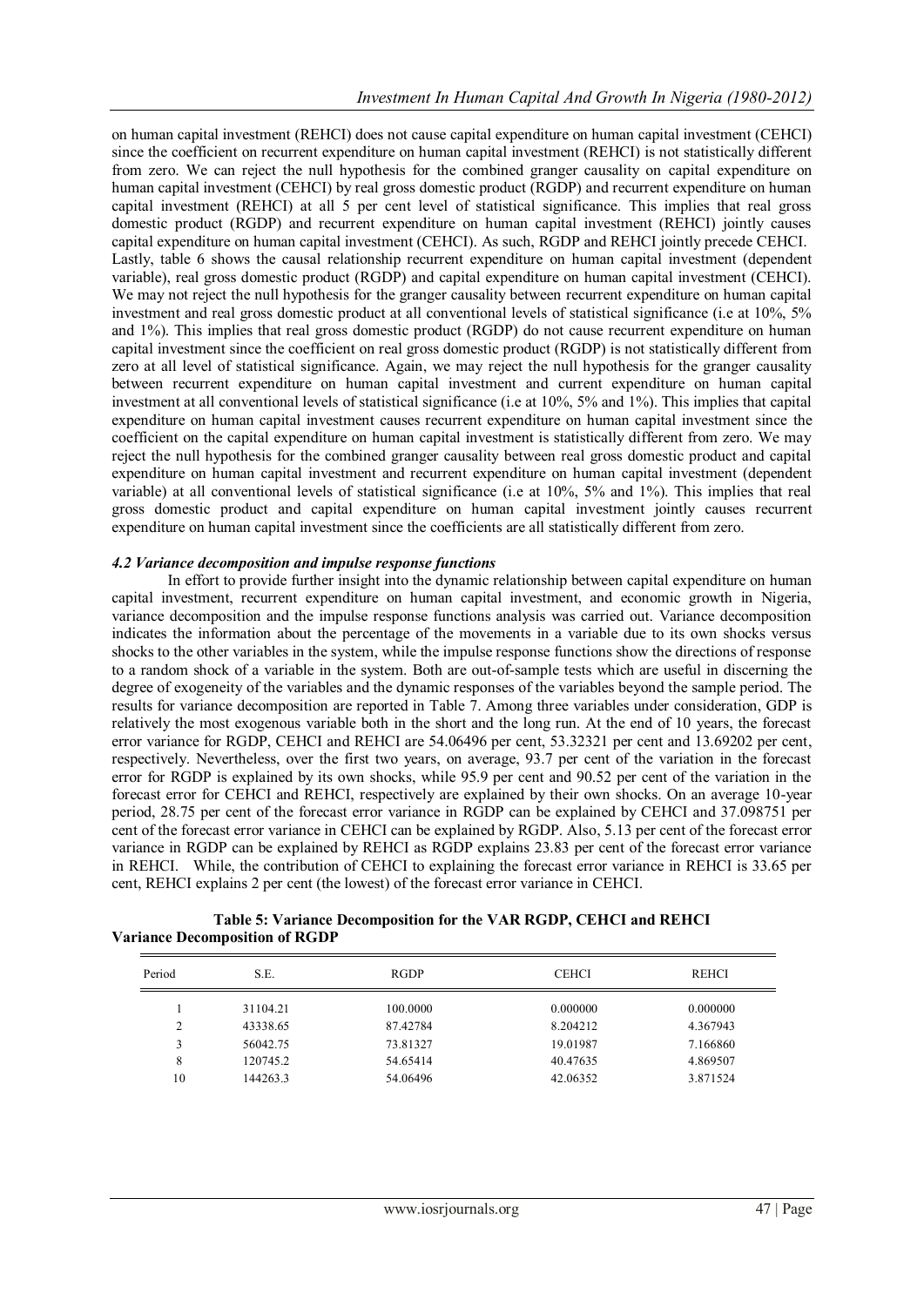on human capital investment (REHCI) does not cause capital expenditure on human capital investment (CEHCI) since the coefficient on recurrent expenditure on human capital investment (REHCI) is not statistically different from zero. We can reject the null hypothesis for the combined granger causality on capital expenditure on human capital investment (CEHCI) by real gross domestic product (RGDP) and recurrent expenditure on human capital investment (REHCI) at all 5 per cent level of statistical significance. This implies that real gross domestic product (RGDP) and recurrent expenditure on human capital investment (REHCI) jointly causes capital expenditure on human capital investment (CEHCI). As such, RGDP and REHCI jointly precede CEHCI.

Lastly, table 6 shows the causal relationship recurrent expenditure on human capital investment (dependent variable), real gross domestic product (RGDP) and capital expenditure on human capital investment (CEHCI). We may not reject the null hypothesis for the granger causality between recurrent expenditure on human capital investment and real gross domestic product at all conventional levels of statistical significance (i.e at 10%, 5% and 1%). This implies that real gross domestic product (RGDP) do not cause recurrent expenditure on human capital investment since the coefficient on real gross domestic product (RGDP) is not statistically different from zero at all level of statistical significance. Again, we may reject the null hypothesis for the granger causality between recurrent expenditure on human capital investment and current expenditure on human capital investment at all conventional levels of statistical significance (i.e at 10%, 5% and 1%). This implies that capital expenditure on human capital investment causes recurrent expenditure on human capital investment since the coefficient on the capital expenditure on human capital investment is statistically different from zero. We may reject the null hypothesis for the combined granger causality between real gross domestic product and capital expenditure on human capital investment and recurrent expenditure on human capital investment (dependent variable) at all conventional levels of statistical significance (i.e at 10%, 5% and 1%). This implies that real gross domestic product and capital expenditure on human capital investment jointly causes recurrent expenditure on human capital investment since the coefficients are all statistically different from zero.

### *4.2 Variance decomposition and impulse response functions*

In effort to provide further insight into the dynamic relationship between capital expenditure on human capital investment, recurrent expenditure on human capital investment, and economic growth in Nigeria, variance decomposition and the impulse response functions analysis was carried out. Variance decomposition indicates the information about the percentage of the movements in a variable due to its own shocks versus shocks to the other variables in the system, while the impulse response functions show the directions of response to a random shock of a variable in the system. Both are out-of-sample tests which are useful in discerning the degree of exogeneity of the variables and the dynamic responses of the variables beyond the sample period. The results for variance decomposition are reported in Table 7. Among three variables under consideration, GDP is relatively the most exogenous variable both in the short and the long run. At the end of 10 years, the forecast error variance for RGDP, CEHCI and REHCI are 54.06496 per cent, 53.32321 per cent and 13.69202 per cent, respectively. Nevertheless, over the first two years, on average, 93.7 per cent of the variation in the forecast error for RGDP is explained by its own shocks, while 95.9 per cent and 90.52 per cent of the variation in the forecast error for CEHCI and REHCI, respectively are explained by their own shocks. On an average 10-year period, 28.75 per cent of the forecast error variance in RGDP can be explained by CEHCI and 37.098751 per cent of the forecast error variance in CEHCI can be explained by RGDP. Also, 5.13 per cent of the forecast error variance in RGDP can be explained by REHCI as RGDP explains 23.83 per cent of the forecast error variance in REHCI. While, the contribution of CEHCI to explaining the forecast error variance in REHCI is 33.65 per cent, REHCI explains 2 per cent (the lowest) of the forecast error variance in CEHCI.

**Table 5: Variance Decomposition for the VAR RGDP, CEHCI and REHCI**

**Variance Decomposition of RGDP**

| Period | S.E. | RGDP | CEHCI | REHCI |
|---|---|---|---|---|
| 1 | 31104.21 | 100.0000 | 0.000000 | 0.000000 |
| 2 | 43338.65 | 87.42784 | 8.204212 | 4.367943 |
| 3 | 56042.75 | 73.81327 | 19.01987 | 7.166860 |
| 8 | 120745.2 | 54.65414 | 40.47635 | 4.869507 |
| 10 | 144263.3 | 54.06496 | 42.06352 | 3.871524 |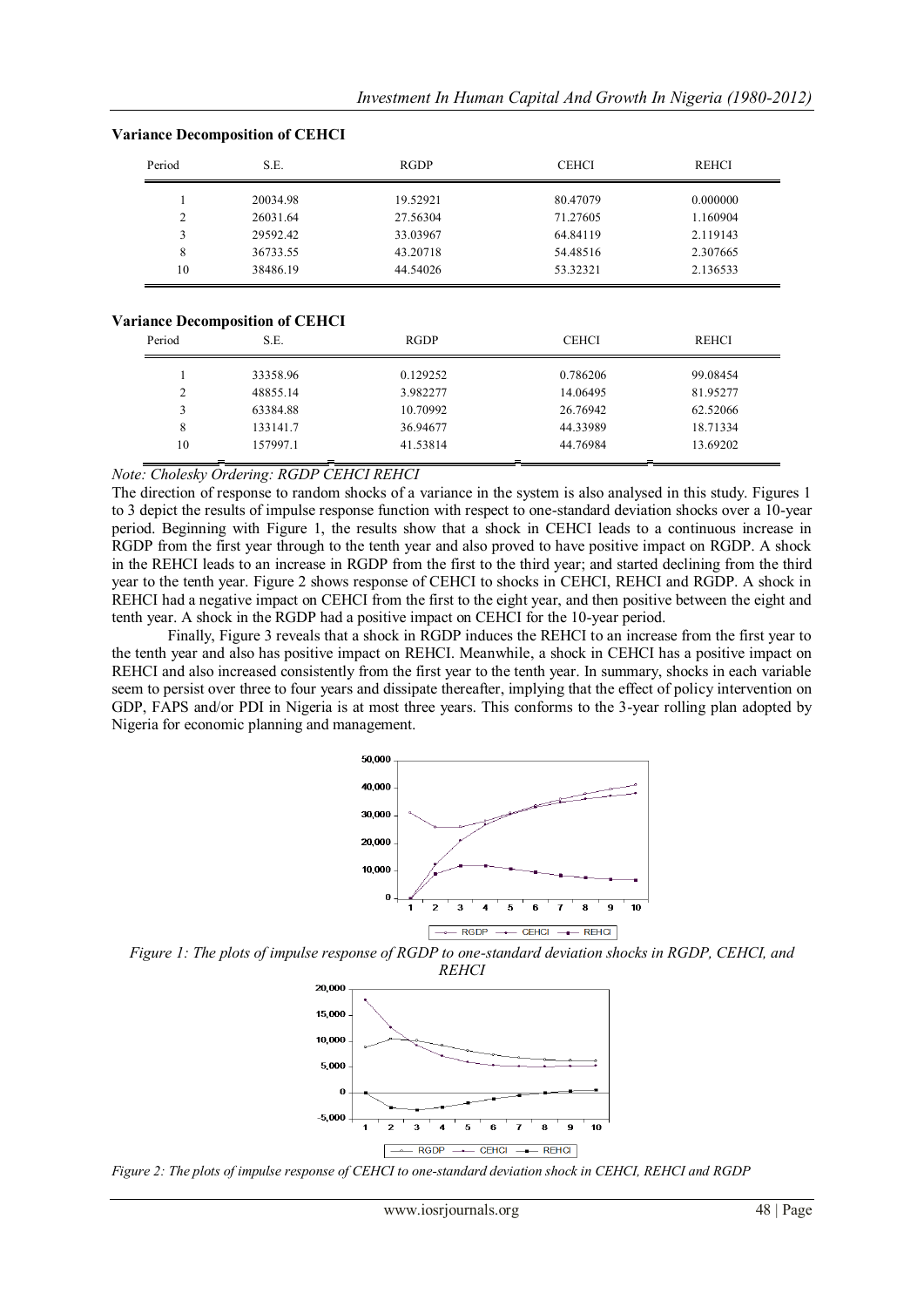**Variance Decomposition of CEHCI**

| Period | S.E. | RGDP | CEHCI | REHCI |
|---|---|---|---|---|
| 1 | 20034.98 | 19.52921 | 80.47079 | 0.000000 |
| 2 | 26031.64 | 27.56304 | 71.27605 | 1.160904 |
| 3 | 29592.42 | 33.03967 | 64.84119 | 2.119143 |
| 8 | 36733.55 | 43.20718 | 54.48516 | 2.307665 |
| 10 | 38486.19 | 44.54026 | 53.32321 | 2.136533 |

**Variance Decomposition of CEHCI**

| Period | S.E. | RGDP | CEHCI | REHCI |
|---|---|---|---|---|
| 1 | 33358.96 | 0.129252 | 0.786206 | 99.08454 |
| 2 | 48855.14 | 3.982277 | 14.06495 | 81.95277 |
| 3 | 63384.88 | 10.70992 | 26.76942 | 62.52066 |
| 8 | 133141.7 | 36.94677 | 44.33989 | 18.71334 |
| 10 | 157997.1 | 41.53814 | 44.76984 | 13.69202 |

*Note: Cholesky Ordering: RGDP CEHCI REHCI*

The direction of response to random shocks of a variance in the system is also analysed in this study. Figures 1 to 3 depict the results of impulse response function with respect to one-standard deviation shocks over a 10-year period. Beginning with Figure 1, the results show that a shock in CEHCI leads to a continuous increase in RGDP from the first year through to the tenth year and also proved to have positive impact on RGDP. A shock in the REHCI leads to an increase in RGDP from the first to the third year; and started declining from the third year to the tenth year. Figure 2 shows response of CEHCI to shocks in CEHCI, REHCI and RGDP. A shock in REHCI had a negative impact on CEHCI from the first to the eight year, and then positive between the eight and tenth year. A shock in the RGDP had a positive impact on CEHCI for the 10-year period.

Finally, Figure 3 reveals that a shock in RGDP induces the REHCI to an increase from the first year to the tenth year and also has positive impact on REHCI. Meanwhile, a shock in CEHCI has a positive impact on REHCI and also increased consistently from the first year to the tenth year. In summary, shocks in each variable seem to persist over three to four years and dissipate thereafter, implying that the effect of policy intervention on GDP, FAPS and/or PDI in Nigeria is at most three years. This conforms to the 3-year rolling plan adopted by Nigeria for economic planning and management.

*Figure 1: The plots of impulse response of RGDP to one-standard deviation shocks in RGDP, CEHCI, and REHCI*

*Figure 2: The plots of impulse response of CEHCI to one-standard deviation shock in CEHCI, REHCI and RGDP*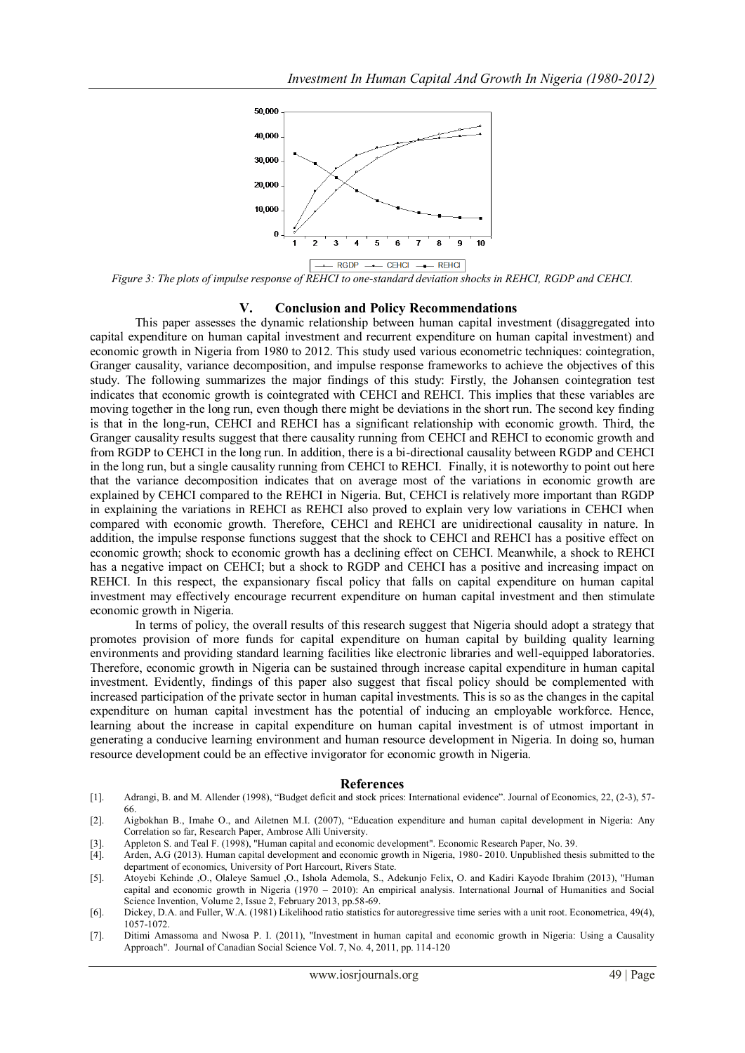Figure 3: The plots of impulse response of REHCI to one-standard deviation shocks in REHCI, RGDP and CEHCI.

## V. Conclusion and Policy Recommendations

This paper assesses the dynamic relationship between human capital investment (disaggregated into capital expenditure on human capital investment and recurrent expenditure on human capital investment) and economic growth in Nigeria from 1980 to 2012. This study used various econometric techniques: cointegration, Granger causality, variance decomposition, and impulse response frameworks to achieve the objectives of this study. The following summarizes the major findings of this study: Firstly, the Johansen cointegration test indicates that economic growth is cointegrated with CEHCI and REHCI. This implies that these variables are moving together in the long run, even though there might be deviations in the short run. The second key finding is that in the long-run, CEHCI and REHCI has a significant relationship with economic growth. Third, the Granger causality results suggest that there causality running from CEHCI and REHCI to economic growth and from RGDP to CEHCI in the long run. In addition, there is a bi-directional causality between RGDP and CEHCI in the long run, but a single causality running from CEHCI to REHCI. Finally, it is noteworthy to point out here that the variance decomposition indicates that on average most of the variations in economic growth are explained by CEHCI compared to the REHCI in Nigeria. But, CEHCI is relatively more important than RGDP in explaining the variations in REHCI as REHCI also proved to explain very low variations in CEHCI when compared with economic growth. Therefore, CEHCI and REHCI are unidirectional causality in nature. In addition, the impulse response functions suggest that the shock to CEHCI and REHCI has a positive effect on economic growth; shock to economic growth has a declining effect on CEHCI. Meanwhile, a shock to REHCI has a negative impact on CEHCI; but a shock to RGDP and CEHCI has a positive and increasing impact on REHCI. In this respect, the expansionary fiscal policy that falls on capital expenditure on human capital investment may effectively encourage recurrent expenditure on human capital investment and then stimulate economic growth in Nigeria.

In terms of policy, the overall results of this research suggest that Nigeria should adopt a strategy that promotes provision of more funds for capital expenditure on human capital by building quality learning environments and providing standard learning facilities like electronic libraries and well-equipped laboratories. Therefore, economic growth in Nigeria can be sustained through increase capital expenditure in human capital investment. Evidently, findings of this paper also suggest that fiscal policy should be complemented with increased participation of the private sector in human capital investments. This is so as the changes in the capital expenditure on human capital investment has the potential of inducing an employable workforce. Hence, learning about the increase in capital expenditure on human capital investment is of utmost important in generating a conducive learning environment and human resource development in Nigeria. In doing so, human resource development could be an effective invigorator for economic growth in Nigeria.

## References

[1]. Adrangi, B. and M. Allender (1998), "Budget deficit and stock prices: International evidence". Journal of Economics, 22, (2-3), 57-66.

[2]. Aigbokhan B., Imahe O., and Ailetnen M.I. (2007), "Education expenditure and human capital development in Nigeria: Any Correlation so far, Research Paper, Ambrose Alli University.

[3]. Appleton S. and Teal F. (1998), "Human capital and economic development". Economic Research Paper, No. 39.

[4]. Arden, A.G (2013). Human capital development and economic growth in Nigeria, 1980- 2010. Unpublished thesis submitted to the department of economics, University of Port Harcourt, Rivers State.

[5]. Atoyebi Kehinde ,O., Olaleye Samuel ,O., Ishola Ademola, S., Adekunjo Felix, O. and Kadiri Kayode Ibrahim (2013), "Human capital and economic growth in Nigeria (1970 – 2010): An empirical analysis. International Journal of Humanities and Social Science Invention, Volume 2, Issue 2, February 2013, pp.58-69.

[6]. Dickey, D.A. and Fuller, W.A. (1981) Likelihood ratio statistics for autoregressive time series with a unit root. Econometrica, 49(4), 1057-1072.

[7]. Ditimi Amassoma and Nwosa P. I. (2011), "Investment in human capital and economic growth in Nigeria: Using a Causality Approach". Journal of Canadian Social Science Vol. 7, No. 4, 2011, pp. 114-120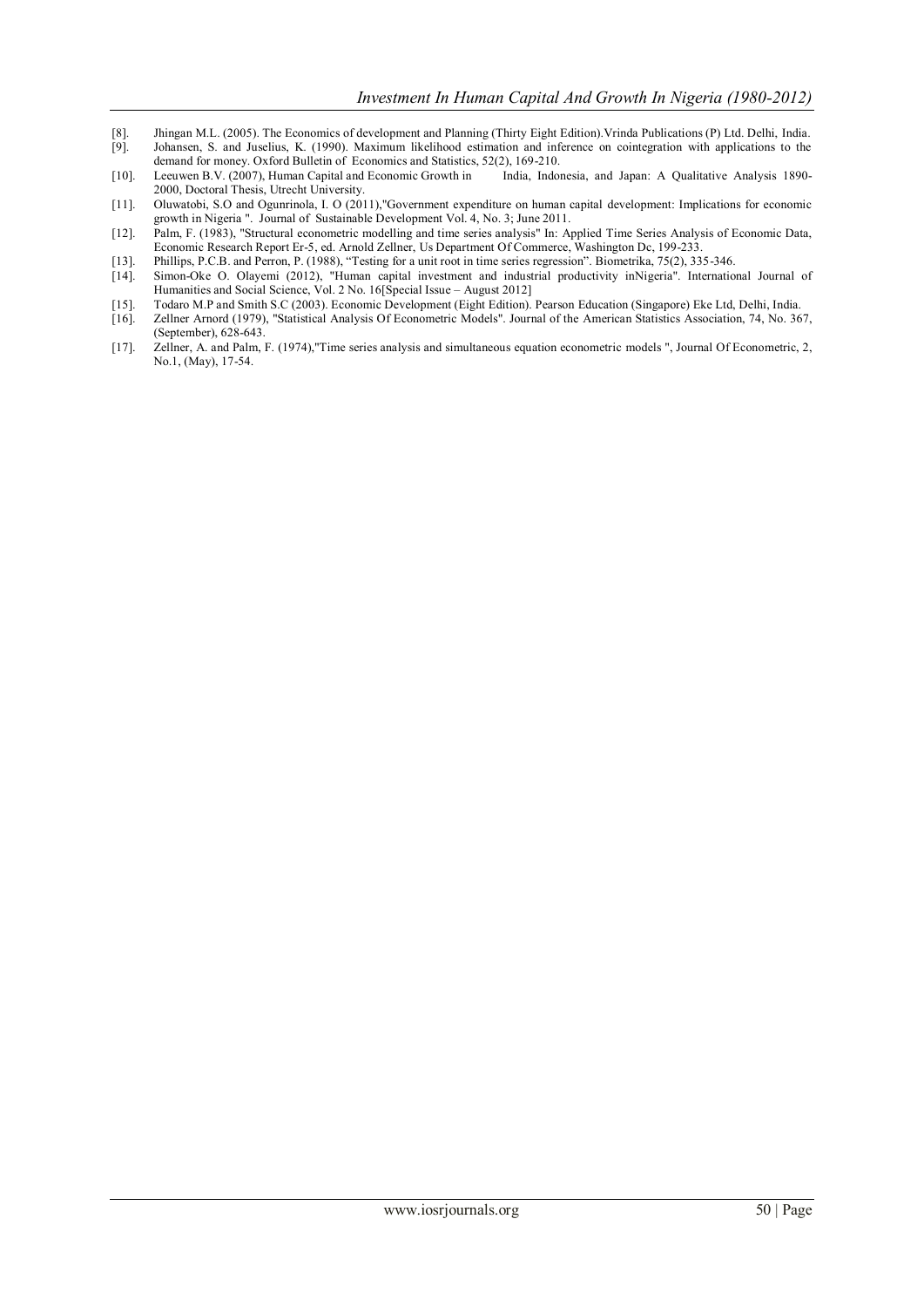[8]. Jhingan M.L. (2005). The Economics of development and Planning (Thirty Eight Edition).Vrinda Publications (P) Ltd. Delhi, India.

[9]. Johansen, S. and Juselius, K. (1990). Maximum likelihood estimation and inference on cointegration with applications to the demand for money. Oxford Bulletin of Economics and Statistics, 52(2), 169-210.

[10]. Leeuwen B.V. (2007), Human Capital and Economic Growth in India, Indonesia, and Japan: A Qualitative Analysis 1890-2000, Doctoral Thesis, Utrecht University.

[11]. Oluwatobi, S.O and Ogunrinola, I. O (2011),"Government expenditure on human capital development: Implications for economic growth in Nigeria ". Journal of Sustainable Development Vol. 4, No. 3; June 2011.

[12]. Palm, F. (1983), "Structural econometric modelling and time series analysis" In: Applied Time Series Analysis of Economic Data, Economic Research Report Er-5, ed. Arnold Zellner, Us Department Of Commerce, Washington Dc, 199-233.

[13]. Phillips, P.C.B. and Perron, P. (1988), "Testing for a unit root in time series regression". Biometrika, 75(2), 335-346.

[14]. Simon-Oke O. Olayemi (2012), "Human capital investment and industrial productivity inNigeria". International Journal of Humanities and Social Science, Vol. 2 No. 16[Special Issue – August 2012]

[15]. Todaro M.P and Smith S.C (2003). Economic Development (Eight Edition). Pearson Education (Singapore) Eke Ltd, Delhi, India.

[16]. Zellner Arnord (1979), "Statistical Analysis Of Econometric Models". Journal of the American Statistics Association, 74, No. 367, (September), 628-643.

[17]. Zellner, A. and Palm, F. (1974),"Time series analysis and simultaneous equation econometric models ", Journal Of Econometric, 2, No.1, (May), 17-54.